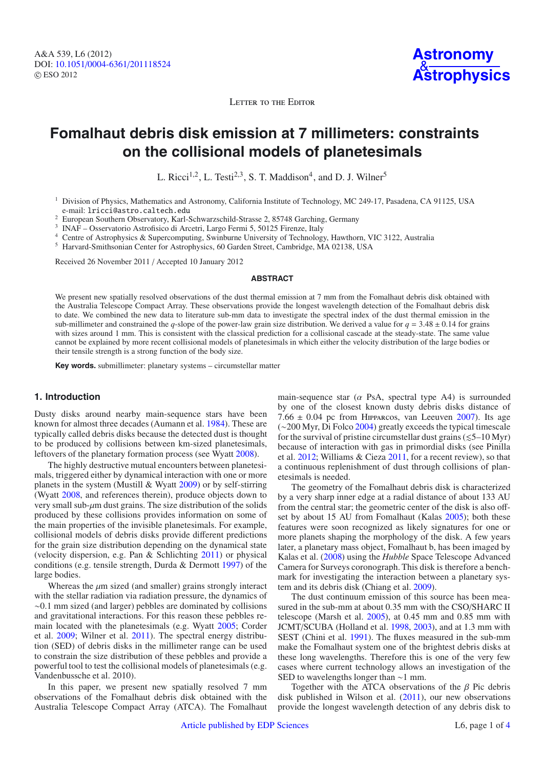Letter to the Editor

# Fomalhaut debris disk emission at 7 millimeters: constraints on the collisional models of planetesimals

L. Ricci[1,2], L. Testi[2,3], S. T. Maddison[4], and D. J. Wilner[5]

[1] Division of Physics, Mathematics and Astronomy, California Institute of Technology, MC 249-17, Pasadena, CA 91125, USA
e-mail: lricci@astro.caltech.edu

[2] European Southern Observatory, Karl-Schwarzschild-Strasse 2, 85748 Garching, Germany

[3] INAF – Osservatorio Astrofisico di Arcetri, Largo Fermi 5, 50125 Firenze, Italy

[4] Centre of Astrophysics & Supercomputing, Swinburne University of Technology, Hawthorn, VIC 3122, Australia

[5] Harvard-Smithsonian Center for Astrophysics, 60 Garden Street, Cambridge, MA 02138, USA

Received 26 November 2011 / Accepted 10 January 2012

## ABSTRACT

We present new spatially resolved observations of the dust thermal emission at 7 mm from the Fomalhaut debris disk obtained with the Australia Telescope Compact Array. These observations provide the longest wavelength detection of the Fomalhaut debris disk to date. We combined the new data to literature sub-mm data to investigate the spectral index of the dust thermal emission in the sub-millimeter and constrained the $q$-slope of the power-law grain size distribution. We derived a value for $q = 3.48 \pm 0.14$ for grains with sizes around 1 mm. This is consistent with the classical prediction for a collisional cascade at the steady-state. The same value cannot be explained by more recent collisional models of planetesimals in which either the velocity distribution of the large bodies or their tensile strength is a strong function of the body size.

**Key words.** submillimeter: planetary systems – circumstellar matter

## 1. Introduction

Dusty disks around nearby main-sequence stars have been known for almost three decades (Aumann et al. 1984). These are typically called debris disks because the detected dust is thought to be produced by collisions between km-sized planetesimals, leftovers of the planetary formation process (see Wyatt 2008).

The highly destructive mutual encounters between planetesimals, triggered either by dynamical interaction with one or more planets in the system (Mustill & Wyatt 2009) or by self-stirring (Wyatt 2008, and references therein), produce objects down to very small sub-$\mu$m dust grains. The size distribution of the solids produced by these collisions provides information on some of the main properties of the invisible planetesimals. For example, collisional models of debris disks provide different predictions for the grain size distribution depending on the dynamical state (velocity dispersion, e.g. Pan & Schlichting 2011) or physical conditions (e.g. tensile strength, Durda & Dermott 1997) of the large bodies.

Whereas the $\mu$m sized (and smaller) grains strongly interact with the stellar radiation via radiation pressure, the dynamics of $\sim$0.1 mm sized (and larger) pebbles are dominated by collisions and gravitational interactions. For this reason these pebbles remain located with the planetesimals (e.g. Wyatt 2005; Corder et al. 2009; Wilner et al. 2011). The spectral energy distribution (SED) of debris disks in the millimeter range can be used to constrain the size distribution of these pebbles and provide a powerful tool to test the collisional models of planetesimals (e.g. Vandenbussche et al. 2010).

In this paper, we present new spatially resolved 7 mm observations of the Fomalhaut debris disk obtained with the Australia Telescope Compact Array (ATCA). The Fomalhaut main-sequence star ($\alpha$ PsA, spectral type A4) is surrounded by one of the closest known dusty debris disks distance of $7.66 \pm 0.04$ pc from Hipparcos, van Leeuwen 2007). Its age ($\sim$200 Myr, Di Folco 2004) greatly exceeds the typical timescale for the survival of pristine circumstellar dust grains ($\lesssim$5–10 Myr) because of interaction with gas in primordial disks (see Pinilla et al. 2012; Williams & Cieza 2011, for a recent review), so that a continuous replenishment of dust through collisions of planetesimals is needed.

The geometry of the Fomalhaut debris disk is characterized by a very sharp inner edge at a radial distance of about 133 AU from the central star; the geometric center of the disk is also offset by about 15 AU from Fomalhaut (Kalas 2005); both these features were soon recognized as likely signatures for one or more planets shaping the morphology of the disk. A few years later, a planetary mass object, Fomalhaut b, has been imaged by Kalas et al. (2008) using the *Hubble* Space Telescope Advanced Camera for Surveys coronograph. This disk is therefore a benchmark for investigating the interaction between a planetary system and its debris disk (Chiang et al. 2009).

The dust continuum emission of this source has been measured in the sub-mm at about 0.35 mm with the CSO/SHARC II telescope (Marsh et al. 2005), at 0.45 mm and 0.85 mm with JCMT/SCUBA (Holland et al. 1998, 2003), and at 1.3 mm with SEST (Chini et al. 1991). The fluxes measured in the sub-mm make the Fomalhaut system one of the brightest debris disks at these long wavelengths. Therefore this is one of the very few cases where current technology allows an investigation of the SED to wavelengths longer than $\sim$1 mm.

Together with the ATCA observations of the $\beta$ Pic debris disk published in Wilson et al. (2011), our new observations provide the longest wavelength detection of any debris disk to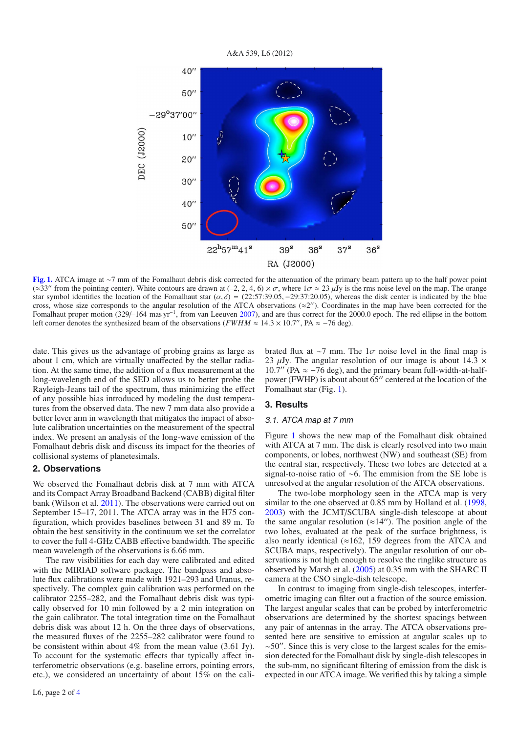**Fig. 1.** ATCA image at ~7 mm of the Fomalhaut debris disk corrected for the attenuation of the primary beam pattern up to the half power point (≈33″ from the pointing center). White contours are drawn at (–2, 2, 4, 6) × σ, where 1σ ≈ 23 μJy is the rms noise level on the map. The orange star symbol identifies the location of the Fomalhaut star (α, δ) = (22:57:39.05, −29:37:20.05), whereas the disk center is indicated by the blue cross, whose size corresponds to the angular resolution of the ATCA observations (≈2″). Coordinates in the map have been corrected for the Fomalhaut proper motion (329/–164 mas yr$^{-1}$, from van Leeuwen 2007), and are thus correct for the 2000.0 epoch. The red ellipse in the bottom left corner denotes the synthesized beam of the observations ($FWHM$ ≈ 14.3 × 10.7″, PA ≈ −76 deg).

date. This gives us the advantage of probing grains as large as about 1 cm, which are virtually unaffected by the stellar radiation. At the same time, the addition of a flux measurement at the long-wavelength end of the SED allows us to better probe the Rayleigh-Jeans tail of the spectrum, thus minimizing the effect of any possible bias introduced by modeling the dust temperatures from the observed data. The new 7 mm data also provide a better lever arm in wavelength that mitigates the impact of absolute calibration uncertainties on the measurement of the spectral index. We present an analysis of the long-wave emission of the Fomalhaut debris disk and discuss its impact for the theories of collisional systems of planetesimals.

## 2. Observations

We observed the Fomalhaut debris disk at 7 mm with ATCA and its Compact Array Broadband Backend (CABB) digital filter bank (Wilson et al. 2011). The observations were carried out on September 15–17, 2011. The ATCA array was in the H75 configuration, which provides baselines between 31 and 89 m. To obtain the best sensitivity in the continuum we set the correlator to cover the full 4-GHz CABB effective bandwidth. The specific mean wavelength of the observations is 6.66 mm.

The raw visibilities for each day were calibrated and edited with the MIRIAD software package. The bandpass and absolute flux calibrations were made with 1921–293 and Uranus, respectively. The complex gain calibration was performed on the calibrator 2255–282, and the Fomalhaut debris disk was typically observed for 10 min followed by a 2 min integration on the gain calibrator. The total integration time on the Fomalhaut debris disk was about 12 h. On the three days of observations, the measured fluxes of the 2255–282 calibrator were found to be consistent within about 4% from the mean value (3.61 Jy). To account for the systematic effects that typically affect interferometric observations (e.g. baseline errors, pointing errors, etc.), we considered an uncertainty of about 15% on the calibrated flux at ~7 mm. The 1σ noise level in the final map is 23 μJy. The angular resolution of our image is about 14.3 × 10.7″ (PA ≈ −76 deg), and the primary beam full-width-at-half-power (FWHP) is about about 65″ centered at the location of the Fomalhaut star (Fig. 1).

## 3. Results

### 3.1. ATCA map at 7 mm

Figure 1 shows the new map of the Fomalhaut disk obtained with ATCA at 7 mm. The disk is clearly resolved into two main components, or lobes, northwest (NW) and southeast (SE) from the central star, respectively. These two lobes are detected at a signal-to-noise ratio of ~6. The emmision from the SE lobe is unresolved at the angular resolution of the ATCA observations.

The two-lobe morphology seen in the ATCA map is very similar to the one observed at 0.85 mm by Holland et al. (1998, 2003) with the JCMT/SCUBA single-dish telescope at about the same angular resolution (≈14″). The position angle of the two lobes, evaluated at the peak of the surface brightness, is also nearly identical (≈162, 159 degrees from the ATCA and SCUBA maps, respectively). The angular resolution of our observations is not high enough to resolve the ringlike structure as observed by Marsh et al. (2005) at 0.35 mm with the SHARC II camera at the CSO single-dish telescope.

In contrast to imaging from single-dish telescopes, interferometric imaging can filter out a fraction of the source emission. The largest angular scales that can be probed by interferometric observations are determined by the shortest spacings between any pair of antennas in the array. The ATCA observations presented here are sensitive to emission at angular scales up to ~50″. Since this is very close to the largest scales for the emission detected for the Fomalhaut disk by single-dish telescopes in the sub-mm, no significant filtering of emission from the disk is expected in our ATCA image. We verified this by taking a simple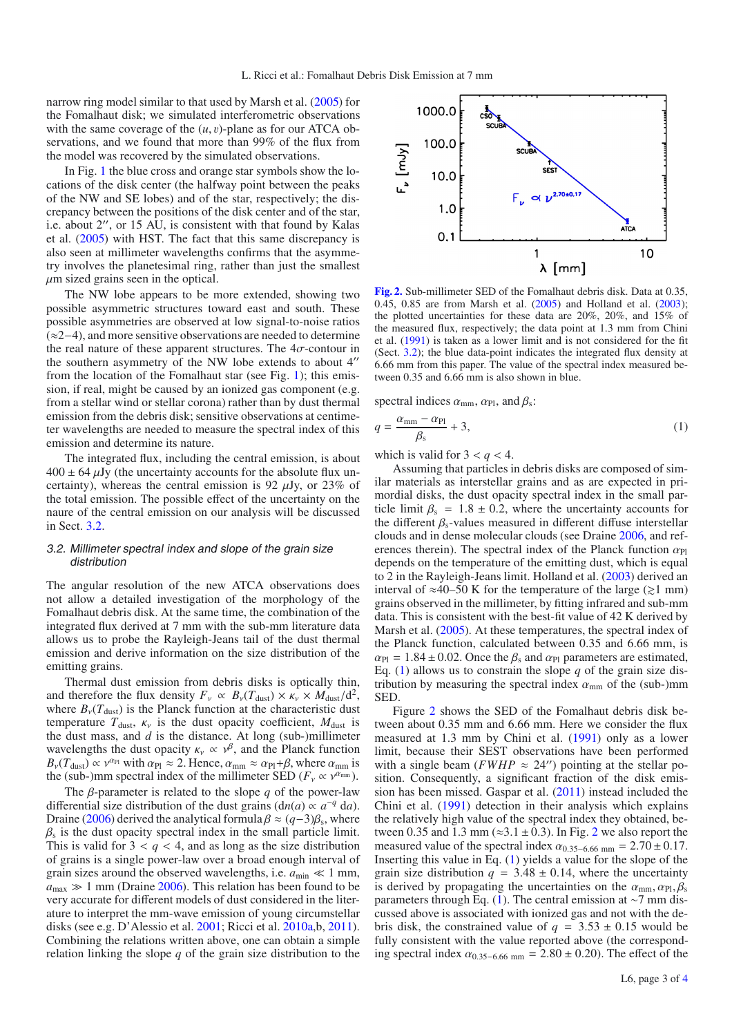narrow ring model similar to that used by Marsh et al. (2005) for the Fomalhaut disk; we simulated interferometric observations with the same coverage of the $(u, v)$-plane as for our ATCA observations, and we found that more than 99% of the flux from the model was recovered by the simulated observations.

In Fig. 1 the blue cross and orange star symbols show the locations of the disk center (the halfway point between the peaks of the NW and SE lobes) and of the star, respectively; the discrepancy between the positions of the disk center and of the star, i.e. about 2″, or 15 AU, is consistent with that found by Kalas et al. (2005) with HST. The fact that this same discrepancy is also seen at millimeter wavelengths confirms that the asymmetry involves the planetesimal ring, rather than just the smallest $\mu$m sized grains seen in the optical.

The NW lobe appears to be more extended, showing two possible asymmetric structures toward east and south. These possible asymmetries are observed at low signal-to-noise ratios ($\approx$2−4), and more sensitive observations are needed to determine the real nature of these apparent structures. The 4$\sigma$-contour in the southern asymmetry of the NW lobe extends to about 4″ from the location of the Fomalhaut star (see Fig. 1); this emission, if real, might be caused by an ionized gas component (e.g. from a stellar wind or stellar corona) rather than by dust thermal emission from the debris disk; sensitive observations at centimeter wavelengths are needed to measure the spectral index of this emission and determine its nature.

The integrated flux, including the central emission, is about $400 \pm 64$ $\mu$Jy (the uncertainty accounts for the absolute flux uncertainty), whereas the central emission is 92 $\mu$Jy, or 23% of the total emission. The possible effect of the uncertainty on the naure of the central emission on our analysis will be discussed in Sect. 3.2.

### 3.2. Millimeter spectral index and slope of the grain size distribution

The angular resolution of the new ATCA observations does not allow a detailed investigation of the morphology of the Fomalhaut debris disk. At the same time, the combination of the integrated flux derived at 7 mm with the sub-mm literature data allows us to probe the Rayleigh-Jeans tail of the dust thermal emission and derive information on the size distribution of the emitting grains.

Thermal dust emission from debris disks is optically thin, and therefore the flux density $F_\nu \propto B_\nu(T_{\rm dust}) \times \kappa_\nu \times M_{\rm dust}/d^2$, where $B_\nu(T_{\rm dust})$ is the Planck function at the characteristic dust temperature $T_{\rm dust}$, $\kappa_\nu$ is the dust opacity coefficient, $M_{\rm dust}$ is the dust mass, and $d$ is the distance. At long (sub-)millimeter wavelengths the dust opacity $\kappa_\nu \propto \nu^\beta$, and the Planck function $B_\nu(T_{\rm dust}) \propto \nu^{\alpha_{\rm Pl}}$ with $\alpha_{\rm Pl} \approx 2$. Hence, $\alpha_{\rm mm} \approx \alpha_{\rm Pl}+\beta$, where $\alpha_{\rm mm}$ is the (sub-)mm spectral index of the millimeter SED ($F_\nu \propto \nu^{\alpha_{\rm mm}}$).

The $\beta$-parameter is related to the slope $q$ of the power-law differential size distribution of the dust grains ($dn(a) \propto a^{-q}\, da$). Draine (2006) derived the analytical formula $\beta \approx (q-3)\beta_{\rm s}$, where $\beta_{\rm s}$ is the dust opacity spectral index in the small particle limit. This is valid for $3 < q < 4$, and as long as the size distribution of grains is a single power-law over a broad enough interval of grain sizes around the observed wavelengths, i.e. $a_{\rm min} \ll 1$ mm, $a_{\rm max} \gg 1$ mm (Draine 2006). This relation has been found to be very accurate for different models of dust considered in the literature to interpret the mm-wave emission of young circumstellar disks (see e.g. D'Alessio et al. 2001; Ricci et al. 2010a,b, 2011). Combining the relations written above, one can obtain a simple relation linking the slope $q$ of the grain size distribution to the spectral indices $\alpha_{\rm mm}$, $\alpha_{\rm Pl}$, and $\beta_{\rm s}$:

$$q = \frac{\alpha_{\rm mm} - \alpha_{\rm Pl}}{\beta_{\rm s}} + 3, \tag{1}$$

which is valid for $3 < q < 4$.

Assuming that particles in debris disks are composed of similar materials as interstellar grains and as are expected in primordial disks, the dust opacity spectral index in the small particle limit $\beta_{\rm s} = 1.8 \pm 0.2$, where the uncertainty accounts for the different $\beta_{\rm s}$-values measured in different diffuse interstellar clouds and in dense molecular clouds (see Draine 2006, and references therein). The spectral index of the Planck function $\alpha_{\rm Pl}$ depends on the temperature of the emitting dust, which is equal to 2 in the Rayleigh-Jeans limit. Holland et al. (2003) derived an interval of $\approx$40−50 K for the temperature of the large ($\gtrsim$1 mm) grains observed in the millimeter, by fitting infrared and sub-mm data. This is consistent with the best-fit value of 42 K derived by Marsh et al. (2005). At these temperatures, the spectral index of the Planck function, calculated between 0.35 and 6.66 mm, is $\alpha_{\rm Pl} = 1.84 \pm 0.02$. Once the $\beta_{\rm s}$ and $\alpha_{\rm Pl}$ parameters are estimated, Eq. (1) allows us to constrain the slope $q$ of the grain size distribution by measuring the spectral index $\alpha_{\rm mm}$ of the (sub-)mm SED.

**Fig. 2.** Sub-millimeter SED of the Fomalhaut debris disk. Data at 0.35, 0.45, 0.85 are from Marsh et al. (2005) and Holland et al. (2003); the plotted uncertainties for these data are 20%, 20%, and 15% of the measured flux, respectively; the data point at 1.3 mm from Chini et al. (1991) is taken as a lower limit and is not considered for the fit (Sect. 3.2); the blue data-point indicates the integrated flux density at 6.66 mm from this paper. The value of the spectral index measured between 0.35 and 6.66 mm is also shown in blue.

Figure 2 shows the SED of the Fomalhaut debris disk between about 0.35 mm and 6.66 mm. Here we consider the flux measured at 1.3 mm by Chini et al. (1991) only as a lower limit, because their SEST observations have been performed with a single beam ($FWHM \approx 24''$) pointing at the stellar position. Consequently, a significant fraction of the disk emission has been missed. Gaspar et al. (2011) instead included the Chini et al. (1991) detection in their analysis which explains the relatively high value of the spectral index they obtained, between 0.35 and 1.3 mm ($\approx 3.1 \pm 0.3$). In Fig. 2 we also report the measured value of the spectral index $\alpha_{0.35-6.66\ \rm mm} = 2.70 \pm 0.17$. Inserting this value in Eq. (1) yields a value for the slope of the grain size distribution $q = 3.48 \pm 0.14$, where the uncertainty is derived by propagating the uncertainties on the $\alpha_{\rm mm}$, $\alpha_{\rm Pl}$, $\beta_{\rm s}$ parameters through Eq. (1). The central emission at ~7 mm discussed above is associated with ionized gas and not with the debris disk, the constrained value of $q = 3.53 \pm 0.15$ would be fully consistent with the value reported above (the corresponding spectral index $\alpha_{0.35-6.66\ \rm mm} = 2.80 \pm 0.20$). The effect of the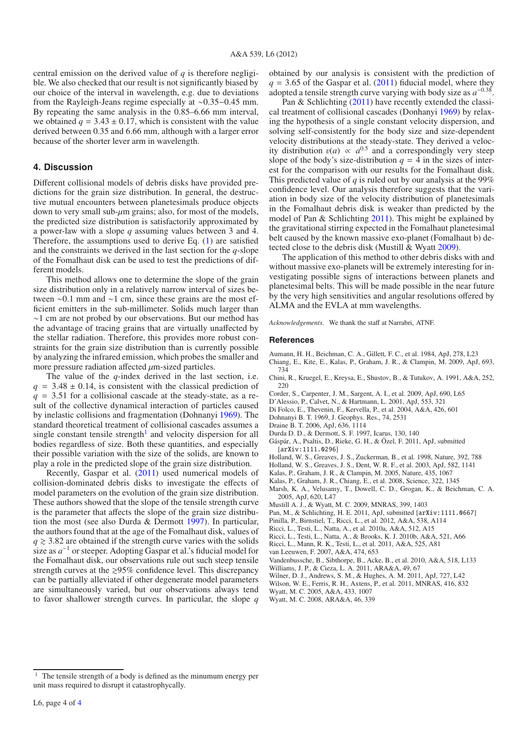central emission on the derived value of $q$ is therefore negligible. We also checked that our result is not significantly biased by our choice of the interval in wavelength, e.g. due to deviations from the Rayleigh-Jeans regime especially at ∼0.35−0.45 mm. By repeating the same analysis in the 0.85–6.66 mm interval, we obtained $q = 3.43 \pm 0.17$, which is consistent with the value derived between 0.35 and 6.66 mm, although with a larger error because of the shorter lever arm in wavelength.

## 4. Discussion

Different collisional models of debris disks have provided predictions for the grain size distribution. In general, the destructive mutual encounters between planetesimals produce objects down to very small sub-$\mu$m grains; also, for most of the models, the predicted size distribution is satisfactorily approximated by a power-law with a slope $q$ assuming values between 3 and 4. Therefore, the assumptions used to derive Eq. (1) are satisfied and the constraints we derived in the last section for the $q$-slope of the Fomalhaut disk can be used to test the predictions of different models.

This method allows one to determine the slope of the grain size distribution only in a relatively narrow interval of sizes between ∼0.1 mm and ∼1 cm, since these grains are the most efficient emitters in the sub-millimeter. Solids much larger than ∼1 cm are not probed by our observations. But our method has the advantage of tracing grains that are virtually unaffected by the stellar radiation. Therefore, this provides more robust constraints for the grain size distribution than is currently possible by analyzing the infrared emission, which probes the smaller and more pressure radiation affected $\mu$m-sized particles.

The value of the $q$-index derived in the last section, i.e. $q = 3.48 \pm 0.14$, is consistent with the classical prediction of $q = 3.51$ for a collisional cascade at the steady-state, as a result of the collective dynamical interaction of particles caused by inelastic collisions and fragmentation (Dohnanyi 1969). The standard theoretical treatment of collisional cascades assumes a single constant tensile strength[1] and velocity dispersion for all bodies regardless of size. Both these quantities, and especially their possible variation with the size of the solids, are known to play a role in the predicted slope of the grain size distribution.

Recently, Gaspar et al. (2011) used numerical models of collision-dominated debris disks to investigate the effects of model parameters on the evolution of the grain size distribution. These authors showed that the slope of the tensile strength curve is the parameter that affects the slope of the grain size distribution the most (see also Durda & Dermott 1997). In particular, the authors found that at the age of the Fomalhaut disk, values of $q \gtrsim 3.82$ are obtained if the strength curve varies with the solids size as $a^{-1}$ or steeper. Adopting Gaspar et al.'s fiducial model for the Fomalhaut disk, our observations rule out such steep tensile strength curves at the $\gtrsim$95% confidence level. This discrepancy can be partially alleviated if other degenerate model parameters are simultaneously varied, but our observations always tend to favor shallower strength curves. In particular, the slope $q$ obtained by our analysis is consistent with the prediction of $q = 3.65$ of the Gaspar et al. (2011) fiducial model, where they adopted a tensile strength curve varying with body size as $a^{-0.38}$.

Pan & Schlichting (2011) have recently extended the classical treatment of collisional cascades (Donhanyi 1969) by relaxing the hypothesis of a single constant velocity dispersion, and solving self-consistently for the body size and size-dependent velocity distributions at the steady-state. They derived a velocity distribution $v(a) \propto a^{0.5}$ and a correspondingly very steep slope of the body's size-distribution $q = 4$ in the sizes of interest for the comparison with our results for the Fomalhaut disk. This predicted value of $q$ is ruled out by our analysis at the 99% confidence level. Our analysis therefore suggests that the variation in body size of the velocity distribution of planetesimals in the Fomalhaut debris disk is weaker than predicted by the model of Pan & Schlichting 2011). This might be explained by the gravitational stirring expected in the Fomalhaut planetesimal belt caused by the known massive exo-planet (Fomalhaut b) detected close to the debris disk (Mustill & Wyatt 2009).

The application of this method to other debris disks with and without massive exo-planets will be extremely interesting for investigating possible signs of interactions between planets and planetesimal belts. This will be made possible in the near future by the very high sensitivities and angular resolutions offered by ALMA and the EVLA at mm wavelengths.

*Acknowledgements.* We thank the staff at Narrabri, ATNF.

## References

Aumann, H. H., Beichman, C. A., Gillett, F. C., et al. 1984, ApJ, 278, L23
Chiang, E., Kite, E., Kalas, P., Graham, J. R., & Clampin, M. 2009, ApJ, 693, 734
Chini, R., Kruegel, E., Kreysa, E., Shustov, B., & Tutukov, A. 1991, A&A, 252, 220
Corder, S., Carpenter, J. M., Sargent, A. I., et al. 2009, ApJ, 690, L65
D'Alessio, P., Calvet, N., & Hartmann, L. 2001, ApJ, 553, 321
Di Folco, E., Thevenin, F., Kervella, P., et al. 2004, A&A, 426, 601
Dohnanyi B. T. 1969, J. Geophys. Res., 74, 2531
Draine B. T. 2006, ApJ, 636, 1114
Durda D. D., & Dermott, S. F. 1997, Icarus, 130, 140
Gáspár, A., Psaltis, D., Rieke, G. H., & Özel, F. 2011, ApJ, submitted [arXiv:1111.0296]
Holland, W. S., Greaves, J. S., Zuckerman, B., et al. 1998, Nature, 392, 788
Holland, W. S., Greaves, J. S., Dent, W. R. F., et al. 2003, ApJ, 582, 1141
Kalas, P., Graham, J. R., & Clampin, M. 2005, Nature, 435, 1067
Kalas, P., Graham, J. R., Chiang, E., et al. 2008, Science, 322, 1345
Marsh, K. A., Velusamy, T., Dowell, C. D., Grogan, K., & Beichman, C. A. 2005, ApJ, 620, L47
Mustill A. J., & Wyatt, M. C. 2009, MNRAS, 399, 1403
Pan, M., & Schlichting, H. E. 2011, ApJ, submitted [arXiv:1111.0667]
Pinilla, P., Birnstiel, T., Ricci, L., et al. 2012, A&A, 538, A114
Ricci, L., Testi, L., Natta, A., et al. 2010a, A&A, 512, A15
Ricci, L., Testi, L., Natta, A., & Brooks, K. J. 2010b, A&A, 521, A66
Ricci, L., Mann, R. K., Testi, L., et al. 2011, A&A, 525, A81
van Leeuwen, F. 2007, A&A, 474, 653
Vandenbussche, B., Sibthorpe, B., Acke, B., et al. 2010, A&A, 518, L133
Williams, J. P., & Cieza, L. A. 2011, ARA&A, 49, 67
Wilner, D. J., Andrews, S. M., & Hughes, A. M. 2011, ApJ, 727, L42
Wilson, W. E., Ferris, R. H., Axtens, P., et al. 2011, MNRAS, 416, 832
Wyatt, M. C. 2005, A&A, 433, 1007
Wyatt, M. C. 2008, ARA&A, 46, 339

[1] The tensile strength of a body is defined as the minumum energy per unit mass required to disrupt it catastrophically.